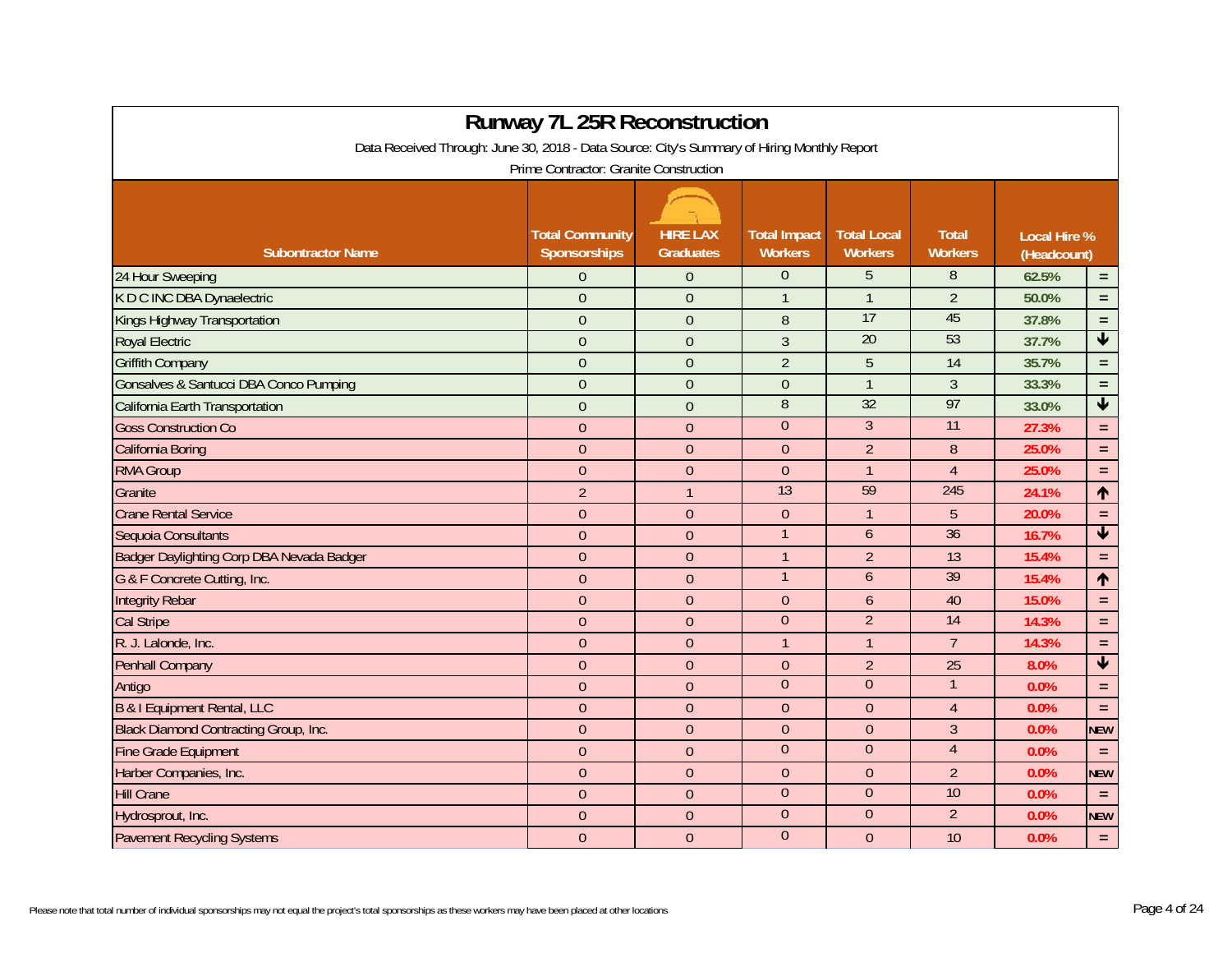# Runway 7L 25R Reconstruction

Data Received Through: June 30, 2018 - Data Source: City's Summary of Hiring Monthly Report

Prime Contractor: Granite Construction

| Subontractor Name | Total Community Sponsorships | HIRE LAX Graduates | Total Impact Workers | Total Local Workers | Total Workers | Local Hire % (Headcount) | |
|---|---|---|---|---|---|---|---|
| 24 Hour Sweeping | 0 | 0 | 0 | 5 | 8 | 62.5% | = |
| K D C INC DBA Dynaelectric | 0 | 0 | 1 | 1 | 2 | 50.0% | = |
| Kings Highway Transportation | 0 | 0 | 8 | 17 | 45 | 37.8% | = |
| Royal Electric | 0 | 0 | 3 | 20 | 53 | 37.7% | ↓ |
| Griffith Company | 0 | 0 | 2 | 5 | 14 | 35.7% | = |
| Gonsalves & Santucci DBA Conco Pumping | 0 | 0 | 0 | 1 | 3 | 33.3% | = |
| California Earth Transportation | 0 | 0 | 8 | 32 | 97 | 33.0% | ↓ |
| Goss Construction Co | 0 | 0 | 0 | 3 | 11 | 27.3% | = |
| California Boring | 0 | 0 | 0 | 2 | 8 | 25.0% | = |
| RMA Group | 0 | 0 | 0 | 1 | 4 | 25.0% | = |
| Granite | 2 | 1 | 13 | 59 | 245 | 24.1% | ↑ |
| Crane Rental Service | 0 | 0 | 0 | 1 | 5 | 20.0% | = |
| Sequoia Consultants | 0 | 0 | 1 | 6 | 36 | 16.7% | ↓ |
| Badger Daylighting Corp DBA Nevada Badger | 0 | 0 | 1 | 2 | 13 | 15.4% | = |
| G & F Concrete Cutting, Inc. | 0 | 0 | 1 | 6 | 39 | 15.4% | ↑ |
| Integrity Rebar | 0 | 0 | 0 | 6 | 40 | 15.0% | = |
| Cal Stripe | 0 | 0 | 0 | 2 | 14 | 14.3% | = |
| R. J. Lalonde, Inc. | 0 | 0 | 1 | 1 | 7 | 14.3% | = |
| Penhall Company | 0 | 0 | 0 | 2 | 25 | 8.0% | ↓ |
| Antigo | 0 | 0 | 0 | 0 | 1 | 0.0% | = |
| B & I Equipment Rental, LLC | 0 | 0 | 0 | 0 | 4 | 0.0% | = |
| Black Diamond Contracting Group, Inc. | 0 | 0 | 0 | 0 | 3 | 0.0% | NEW |
| Fine Grade Equipment | 0 | 0 | 0 | 0 | 4 | 0.0% | = |
| Harber Companies, Inc. | 0 | 0 | 0 | 0 | 2 | 0.0% | NEW |
| Hill Crane | 0 | 0 | 0 | 0 | 10 | 0.0% | = |
| Hydrosprout, Inc. | 0 | 0 | 0 | 0 | 2 | 0.0% | NEW |
| Pavement Recycling Systems | 0 | 0 | 0 | 0 | 10 | 0.0% | = |

Please note that total number of individual sponsorships may not equal the project's total sponsorships as these workers may have been placed at other locations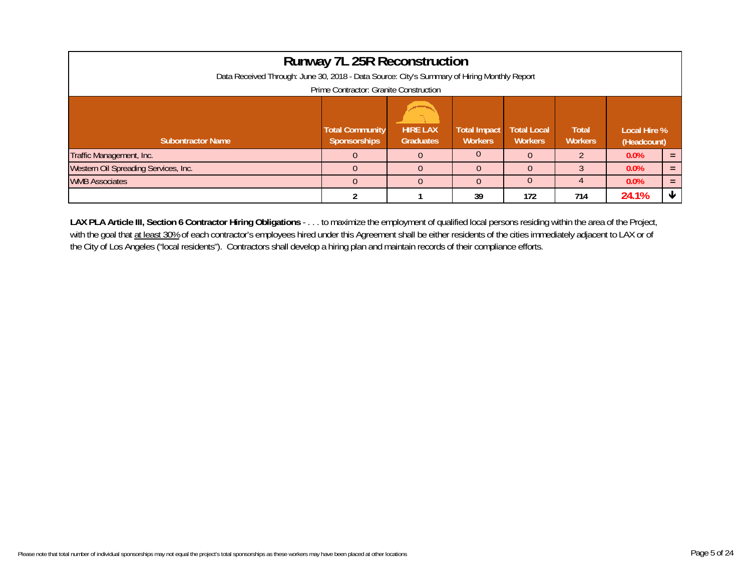# Runway 7L 25R Reconstruction

Data Received Through: June 30, 2018 - Data Source: City's Summary of Hiring Monthly Report

Prime Contractor: Granite Construction

| Subontractor Name | Total Community Sponsorships | HIRE LAX Graduates | Total Impact Workers | Total Local Workers | Total Workers | Local Hire % (Headcount) | |
|---|---|---|---|---|---|---|---|
| Traffic Management, Inc. | 0 | 0 | 0 | 0 | 2 | 0.0% | = |
| Western Oil Spreading Services, Inc. | 0 | 0 | 0 | 0 | 3 | 0.0% | = |
| WMB Associates | 0 | 0 | 0 | 0 | 4 | 0.0% | = |
| | **2** | **1** | **39** | **172** | **714** | **24.1%** | ↓ |

**LAX PLA Article III, Section 6 Contractor Hiring Obligations** - . . . to maximize the employment of qualified local persons residing within the area of the Project, with the goal that at least 30% of each contractor's employees hired under this Agreement shall be either residents of the cities immediately adjacent to LAX or of the City of Los Angeles ("local residents"). Contractors shall develop a hiring plan and maintain records of their compliance efforts.

Please note that total number of individual sponsorships may not equal the project's total sponsorships as these workers may have been placed at other locations